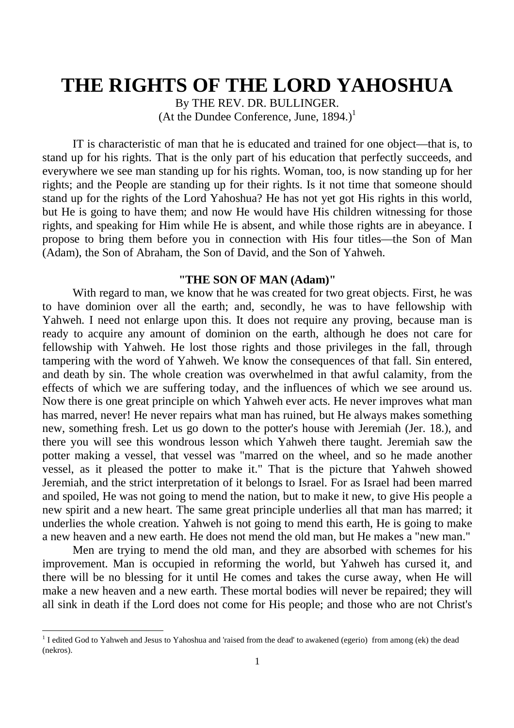# THE RIGHTS OF THE LORD YAHOSHUA

By THE REV. DR. BULLINGER.
(At the Dundee Conference, June, 1894.)[1]

IT is characteristic of man that he is educated and trained for one object—that is, to stand up for his rights. That is the only part of his education that perfectly succeeds, and everywhere we see man standing up for his rights. Woman, too, is now standing up for her rights; and the People are standing up for their rights. Is it not time that someone should stand up for the rights of the Lord Yahoshua? He has not yet got His rights in this world, but He is going to have them; and now He would have His children witnessing for those rights, and speaking for Him while He is absent, and while those rights are in abeyance. I propose to bring them before you in connection with His four titles—the Son of Man (Adam), the Son of Abraham, the Son of David, and the Son of Yahweh.

**"THE SON OF MAN (Adam)"**

With regard to man, we know that he was created for two great objects. First, he was to have dominion over all the earth; and, secondly, he was to have fellowship with Yahweh. I need not enlarge upon this. It does not require any proving, because man is ready to acquire any amount of dominion on the earth, although he does not care for fellowship with Yahweh. He lost those rights and those privileges in the fall, through tampering with the word of Yahweh. We know the consequences of that fall. Sin entered, and death by sin. The whole creation was overwhelmed in that awful calamity, from the effects of which we are suffering today, and the influences of which we see around us. Now there is one great principle on which Yahweh ever acts. He never improves what man has marred, never! He never repairs what man has ruined, but He always makes something new, something fresh. Let us go down to the potter's house with Jeremiah (Jer. 18.), and there you will see this wondrous lesson which Yahweh there taught. Jeremiah saw the potter making a vessel, that vessel was "marred on the wheel, and so he made another vessel, as it pleased the potter to make it." That is the picture that Yahweh showed Jeremiah, and the strict interpretation of it belongs to Israel. For as Israel had been marred and spoiled, He was not going to mend the nation, but to make it new, to give His people a new spirit and a new heart. The same great principle underlies all that man has marred; it underlies the whole creation. Yahweh is not going to mend this earth, He is going to make a new heaven and a new earth. He does not mend the old man, but He makes a "new man."

Men are trying to mend the old man, and they are absorbed with schemes for his improvement. Man is occupied in reforming the world, but Yahweh has cursed it, and there will be no blessing for it until He comes and takes the curse away, when He will make a new heaven and a new earth. These mortal bodies will never be repaired; they will all sink in death if the Lord does not come for His people; and those who are not Christ's

---

[1] I edited God to Yahweh and Jesus to Yahoshua and 'raised from the dead' to awakened (egerio) from among (ek) the dead (nekros).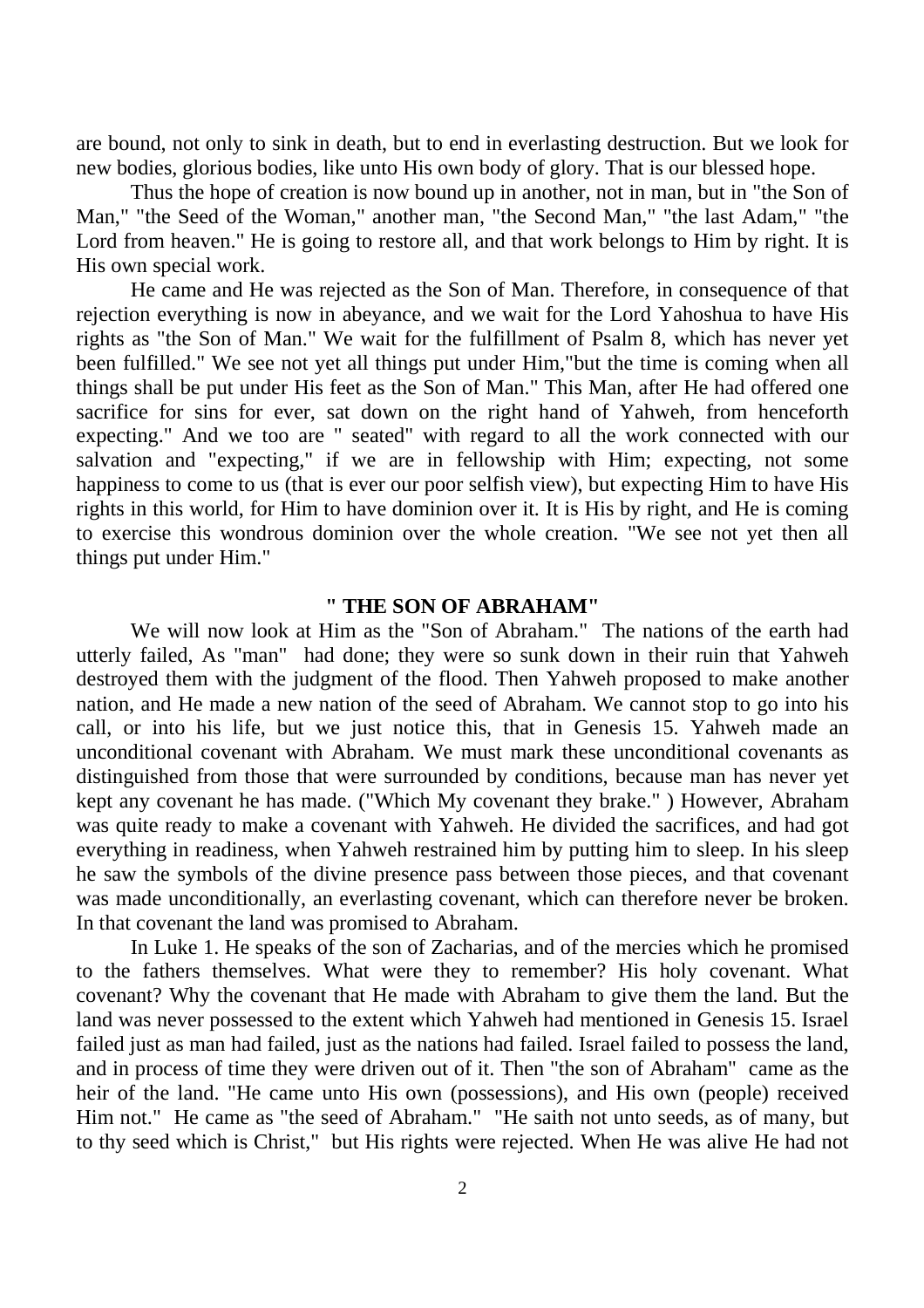are bound, not only to sink in death, but to end in everlasting destruction. But we look for new bodies, glorious bodies, like unto His own body of glory. That is our blessed hope.

Thus the hope of creation is now bound up in another, not in man, but in "the Son of Man," "the Seed of the Woman," another man, "the Second Man," "the last Adam," "the Lord from heaven." He is going to restore all, and that work belongs to Him by right. It is His own special work.

He came and He was rejected as the Son of Man. Therefore, in consequence of that rejection everything is now in abeyance, and we wait for the Lord Yahoshua to have His rights as "the Son of Man." We wait for the fulfillment of Psalm 8, which has never yet been fulfilled." We see not yet all things put under Him,"but the time is coming when all things shall be put under His feet as the Son of Man." This Man, after He had offered one sacrifice for sins for ever, sat down on the right hand of Yahweh, from henceforth expecting." And we too are " seated" with regard to all the work connected with our salvation and "expecting," if we are in fellowship with Him; expecting, not some happiness to come to us (that is ever our poor selfish view), but expecting Him to have His rights in this world, for Him to have dominion over it. It is His by right, and He is coming to exercise this wondrous dominion over the whole creation. "We see not yet then all things put under Him."

## " THE SON OF ABRAHAM"

We will now look at Him as the "Son of Abraham." The nations of the earth had utterly failed, As "man" had done; they were so sunk down in their ruin that Yahweh destroyed them with the judgment of the flood. Then Yahweh proposed to make another nation, and He made a new nation of the seed of Abraham. We cannot stop to go into his call, or into his life, but we just notice this, that in Genesis 15. Yahweh made an unconditional covenant with Abraham. We must mark these unconditional covenants as distinguished from those that were surrounded by conditions, because man has never yet kept any covenant he has made. ("Which My covenant they brake." ) However, Abraham was quite ready to make a covenant with Yahweh. He divided the sacrifices, and had got everything in readiness, when Yahweh restrained him by putting him to sleep. In his sleep he saw the symbols of the divine presence pass between those pieces, and that covenant was made unconditionally, an everlasting covenant, which can therefore never be broken. In that covenant the land was promised to Abraham.

In Luke 1. He speaks of the son of Zacharias, and of the mercies which he promised to the fathers themselves. What were they to remember? His holy covenant. What covenant? Why the covenant that He made with Abraham to give them the land. But the land was never possessed to the extent which Yahweh had mentioned in Genesis 15. Israel failed just as man had failed, just as the nations had failed. Israel failed to possess the land, and in process of time they were driven out of it. Then "the son of Abraham" came as the heir of the land. "He came unto His own (possessions), and His own (people) received Him not." He came as "the seed of Abraham." "He saith not unto seeds, as of many, but to thy seed which is Christ," but His rights were rejected. When He was alive He had not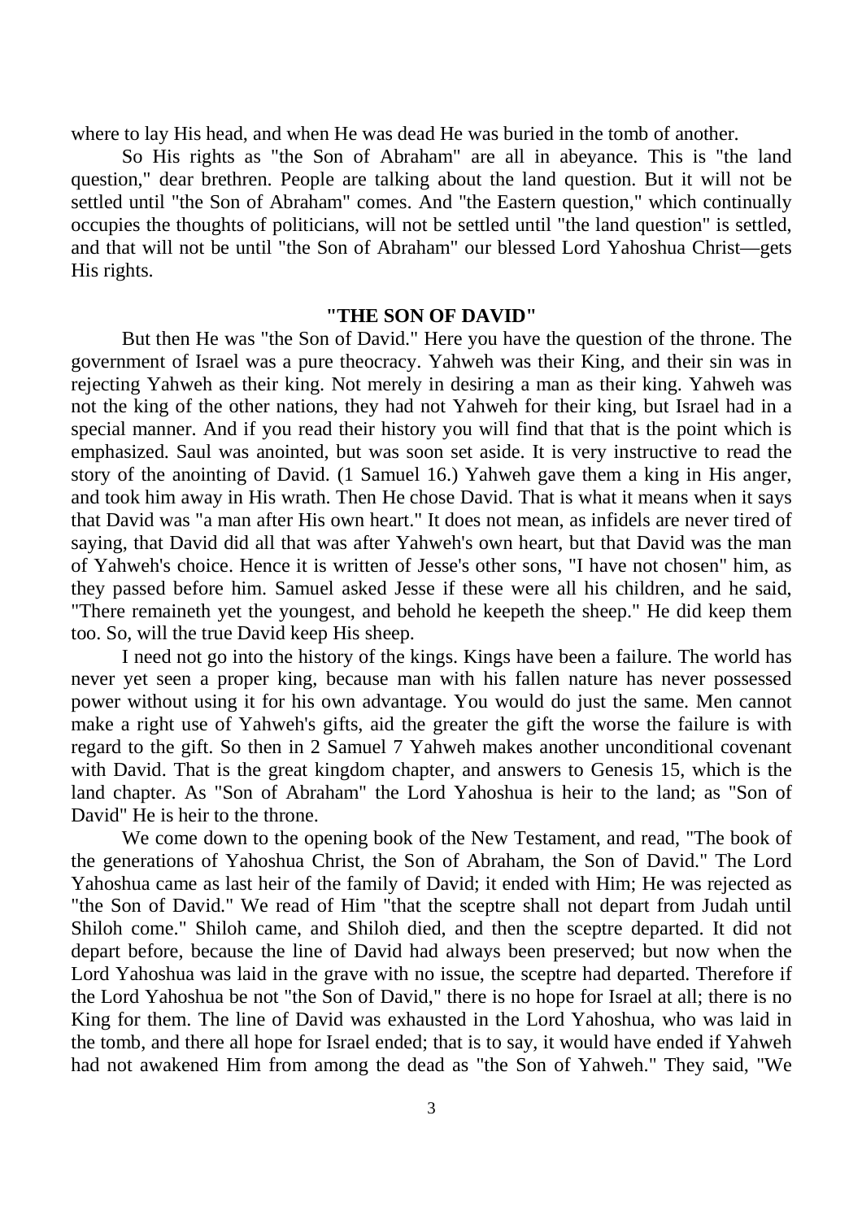where to lay His head, and when He was dead He was buried in the tomb of another.

So His rights as "the Son of Abraham" are all in abeyance. This is "the land question," dear brethren. People are talking about the land question. But it will not be settled until "the Son of Abraham" comes. And "the Eastern question," which continually occupies the thoughts of politicians, will not be settled until "the land question" is settled, and that will not be until "the Son of Abraham" our blessed Lord Yahoshua Christ—gets His rights.

### "THE SON OF DAVID"

But then He was "the Son of David." Here you have the question of the throne. The government of Israel was a pure theocracy. Yahweh was their King, and their sin was in rejecting Yahweh as their king. Not merely in desiring a man as their king. Yahweh was not the king of the other nations, they had not Yahweh for their king, but Israel had in a special manner. And if you read their history you will find that that is the point which is emphasized. Saul was anointed, but was soon set aside. It is very instructive to read the story of the anointing of David. (1 Samuel 16.) Yahweh gave them a king in His anger, and took him away in His wrath. Then He chose David. That is what it means when it says that David was "a man after His own heart." It does not mean, as infidels are never tired of saying, that David did all that was after Yahweh's own heart, but that David was the man of Yahweh's choice. Hence it is written of Jesse's other sons, "I have not chosen" him, as they passed before him. Samuel asked Jesse if these were all his children, and he said, "There remaineth yet the youngest, and behold he keepeth the sheep." He did keep them too. So, will the true David keep His sheep.

I need not go into the history of the kings. Kings have been a failure. The world has never yet seen a proper king, because man with his fallen nature has never possessed power without using it for his own advantage. You would do just the same. Men cannot make a right use of Yahweh's gifts, aid the greater the gift the worse the failure is with regard to the gift. So then in 2 Samuel 7 Yahweh makes another unconditional covenant with David. That is the great kingdom chapter, and answers to Genesis 15, which is the land chapter. As "Son of Abraham" the Lord Yahoshua is heir to the land; as "Son of David" He is heir to the throne.

We come down to the opening book of the New Testament, and read, "The book of the generations of Yahoshua Christ, the Son of Abraham, the Son of David." The Lord Yahoshua came as last heir of the family of David; it ended with Him; He was rejected as "the Son of David." We read of Him "that the sceptre shall not depart from Judah until Shiloh come." Shiloh came, and Shiloh died, and then the sceptre departed. It did not depart before, because the line of David had always been preserved; but now when the Lord Yahoshua was laid in the grave with no issue, the sceptre had departed. Therefore if the Lord Yahoshua be not "the Son of David," there is no hope for Israel at all; there is no King for them. The line of David was exhausted in the Lord Yahoshua, who was laid in the tomb, and there all hope for Israel ended; that is to say, it would have ended if Yahweh had not awakened Him from among the dead as "the Son of Yahweh." They said, "We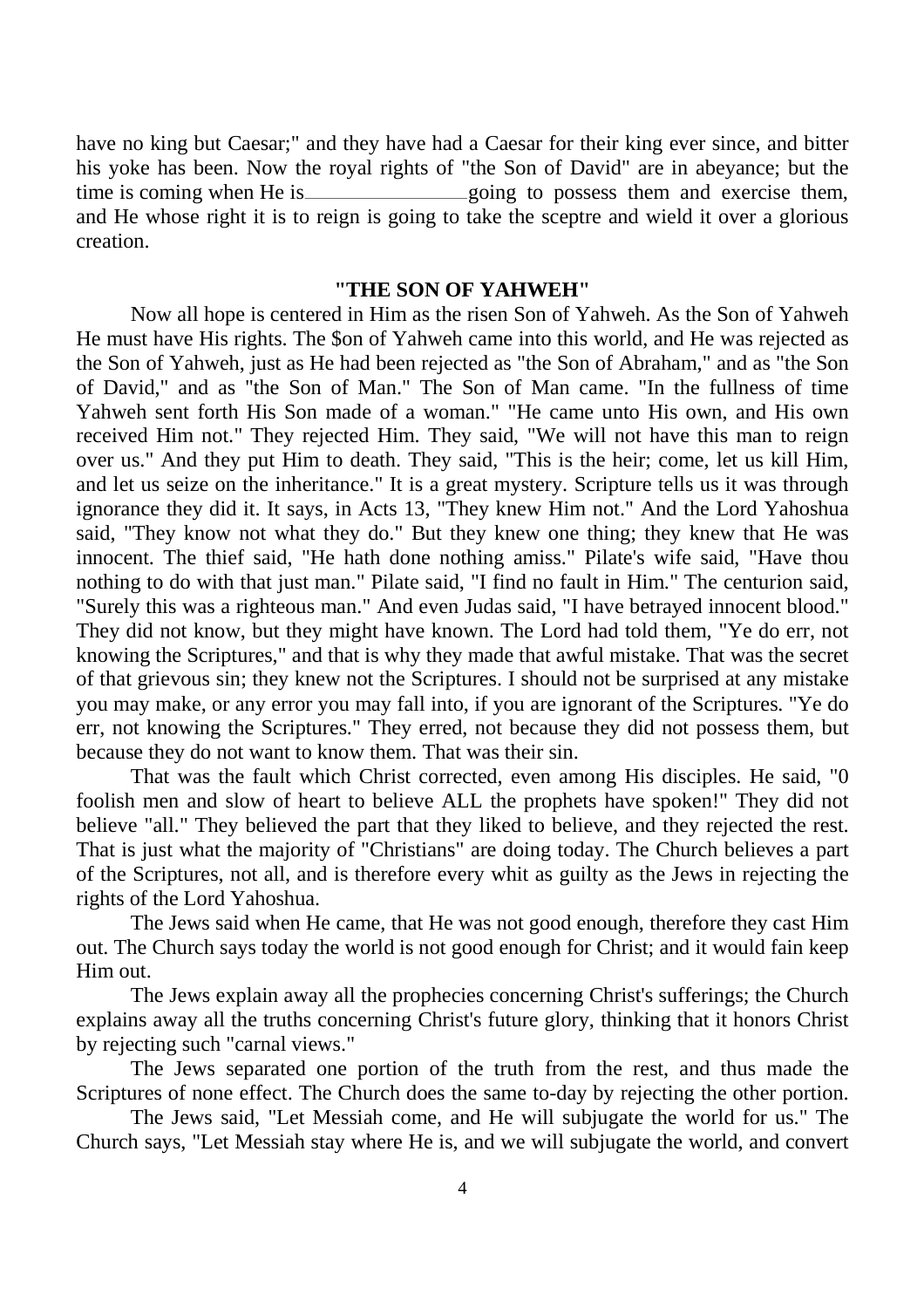have no king but Caesar;" and they have had a Caesar for their king ever since, and bitter his yoke has been. Now the royal rights of "the Son of David" are in abeyance; but the time is coming when He is \_\_\_\_\_\_\_\_\_\_\_\_\_\_\_\_ going to possess them and exercise them, and He whose right it is to reign is going to take the sceptre and wield it over a glorious creation.

## "THE SON OF YAHWEH"

Now all hope is centered in Him as the risen Son of Yahweh. As the Son of Yahweh He must have His rights. The $on of Yahweh came into this world, and He was rejected as the Son of Yahweh, just as He had been rejected as "the Son of Abraham," and as "the Son of David," and as "the Son of Man." The Son of Man came. "In the fullness of time Yahweh sent forth His Son made of a woman." "He came unto His own, and His own received Him not." They rejected Him. They said, "We will not have this man to reign over us." And they put Him to death. They said, "This is the heir; come, let us kill Him, and let us seize on the inheritance." It is a great mystery. Scripture tells us it was through ignorance they did it. It says, in Acts 13, "They knew Him not." And the Lord Yahoshua said, "They know not what they do." But they knew one thing; they knew that He was innocent. The thief said, "He hath done nothing amiss." Pilate's wife said, "Have thou nothing to do with that just man." Pilate said, "I find no fault in Him." The centurion said, "Surely this was a righteous man." And even Judas said, "I have betrayed innocent blood." They did not know, but they might have known. The Lord had told them, "Ye do err, not knowing the Scriptures," and that is why they made that awful mistake. That was the secret of that grievous sin; they knew not the Scriptures. I should not be surprised at any mistake you may make, or any error you may fall into, if you are ignorant of the Scriptures. "Ye do err, not knowing the Scriptures." They erred, not because they did not possess them, but because they do not want to know them. That was their sin.

That was the fault which Christ corrected, even among His disciples. He said, "0 foolish men and slow of heart to believe ALL the prophets have spoken!" They did not believe "all." They believed the part that they liked to believe, and they rejected the rest. That is just what the majority of "Christians" are doing today. The Church believes a part of the Scriptures, not all, and is therefore every whit as guilty as the Jews in rejecting the rights of the Lord Yahoshua.

The Jews said when He came, that He was not good enough, therefore they cast Him out. The Church says today the world is not good enough for Christ; and it would fain keep Him out.

The Jews explain away all the prophecies concerning Christ's sufferings; the Church explains away all the truths concerning Christ's future glory, thinking that it honors Christ by rejecting such "carnal views."

The Jews separated one portion of the truth from the rest, and thus made the Scriptures of none effect. The Church does the same to-day by rejecting the other portion.

The Jews said, "Let Messiah come, and He will subjugate the world for us." The Church says, "Let Messiah stay where He is, and we will subjugate the world, and convert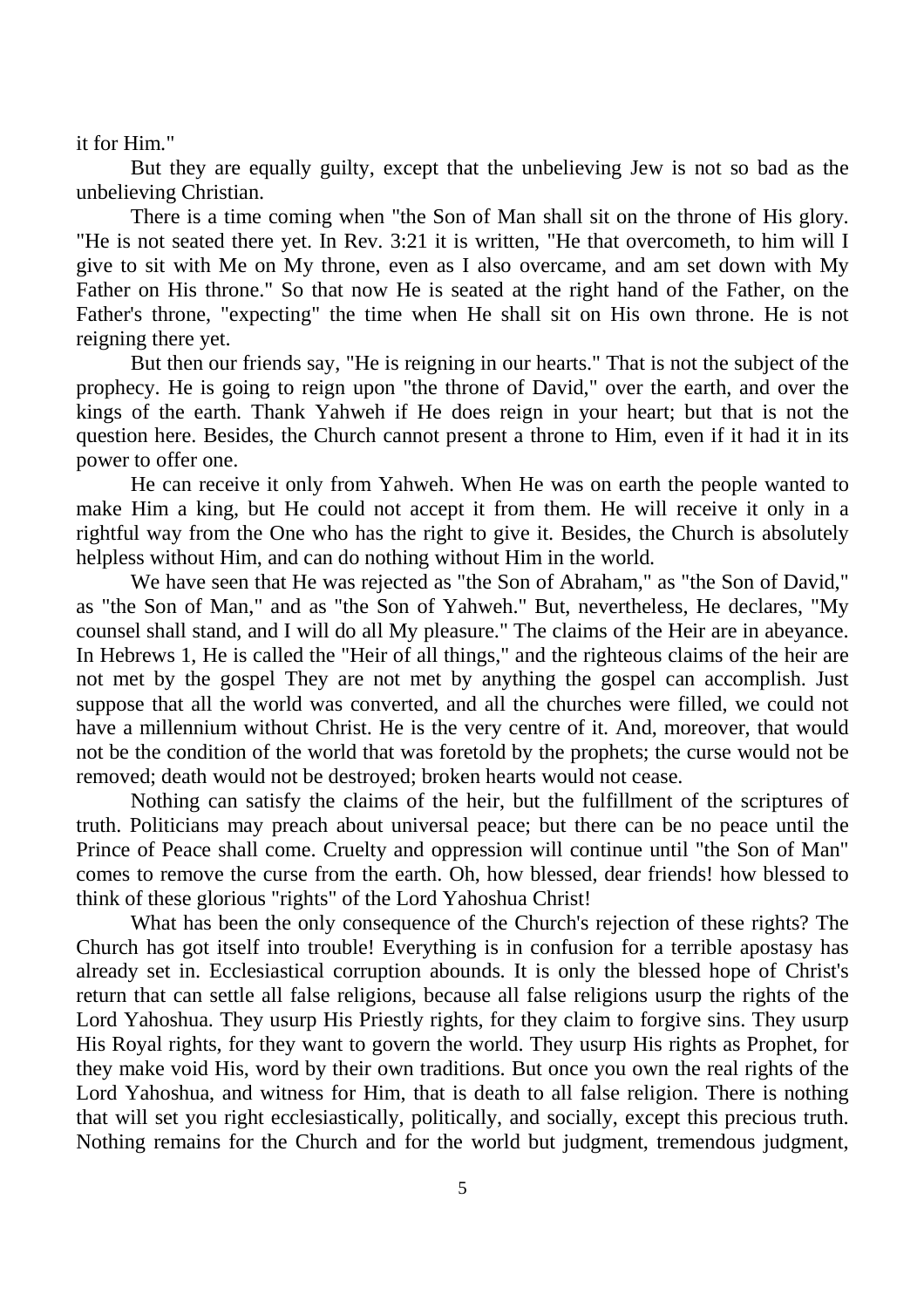it for Him."

But they are equally guilty, except that the unbelieving Jew is not so bad as the unbelieving Christian.

There is a time coming when "the Son of Man shall sit on the throne of His glory. "He is not seated there yet. In Rev. 3:21 it is written, "He that overcometh, to him will I give to sit with Me on My throne, even as I also overcame, and am set down with My Father on His throne." So that now He is seated at the right hand of the Father, on the Father's throne, "expecting" the time when He shall sit on His own throne. He is not reigning there yet.

But then our friends say, "He is reigning in our hearts." That is not the subject of the prophecy. He is going to reign upon "the throne of David," over the earth, and over the kings of the earth. Thank Yahweh if He does reign in your heart; but that is not the question here. Besides, the Church cannot present a throne to Him, even if it had it in its power to offer one.

He can receive it only from Yahweh. When He was on earth the people wanted to make Him a king, but He could not accept it from them. He will receive it only in a rightful way from the One who has the right to give it. Besides, the Church is absolutely helpless without Him, and can do nothing without Him in the world.

We have seen that He was rejected as "the Son of Abraham," as "the Son of David," as "the Son of Man," and as "the Son of Yahweh." But, nevertheless, He declares, "My counsel shall stand, and I will do all My pleasure." The claims of the Heir are in abeyance. In Hebrews 1, He is called the "Heir of all things," and the righteous claims of the heir are not met by the gospel They are not met by anything the gospel can accomplish. Just suppose that all the world was converted, and all the churches were filled, we could not have a millennium without Christ. He is the very centre of it. And, moreover, that would not be the condition of the world that was foretold by the prophets; the curse would not be removed; death would not be destroyed; broken hearts would not cease.

Nothing can satisfy the claims of the heir, but the fulfillment of the scriptures of truth. Politicians may preach about universal peace; but there can be no peace until the Prince of Peace shall come. Cruelty and oppression will continue until "the Son of Man" comes to remove the curse from the earth. Oh, how blessed, dear friends! how blessed to think of these glorious "rights" of the Lord Yahoshua Christ!

What has been the only consequence of the Church's rejection of these rights? The Church has got itself into trouble! Everything is in confusion for a terrible apostasy has already set in. Ecclesiastical corruption abounds. It is only the blessed hope of Christ's return that can settle all false religions, because all false religions usurp the rights of the Lord Yahoshua. They usurp His Priestly rights, for they claim to forgive sins. They usurp His Royal rights, for they want to govern the world. They usurp His rights as Prophet, for they make void His, word by their own traditions. But once you own the real rights of the Lord Yahoshua, and witness for Him, that is death to all false religion. There is nothing that will set you right ecclesiastically, politically, and socially, except this precious truth. Nothing remains for the Church and for the world but judgment, tremendous judgment,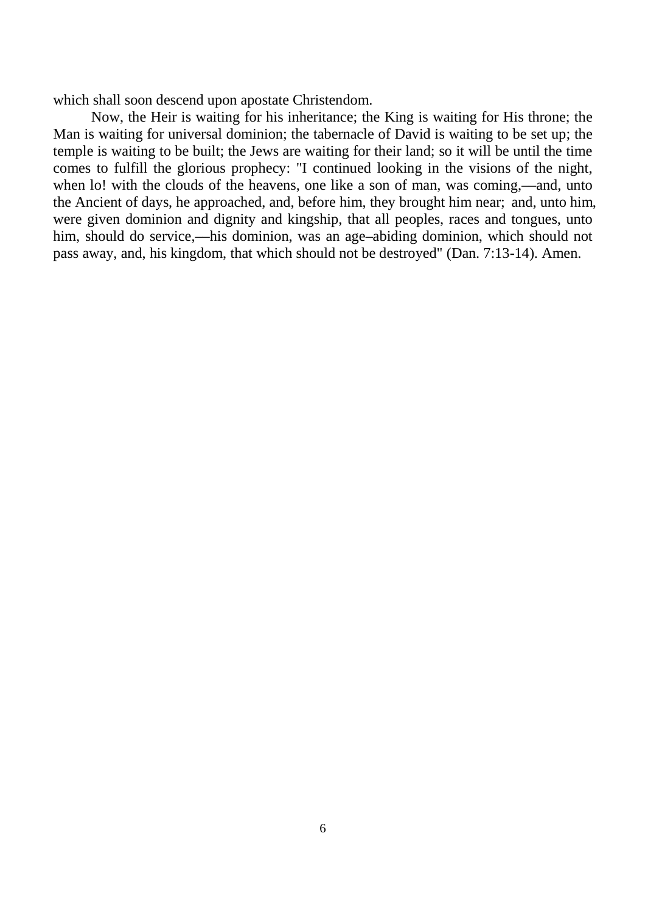which shall soon descend upon apostate Christendom.

Now, the Heir is waiting for his inheritance; the King is waiting for His throne; the Man is waiting for universal dominion; the tabernacle of David is waiting to be set up; the temple is waiting to be built; the Jews are waiting for their land; so it will be until the time comes to fulfill the glorious prophecy: "I continued looking in the visions of the night, when lo! with the clouds of the heavens, one like a son of man, was coming,—and, unto the Ancient of days, he approached, and, before him, they brought him near; and, unto him, were given dominion and dignity and kingship, that all peoples, races and tongues, unto him, should do service,—his dominion, was an age–abiding dominion, which should not pass away, and, his kingdom, that which should not be destroyed" (Dan. 7:13-14). Amen.